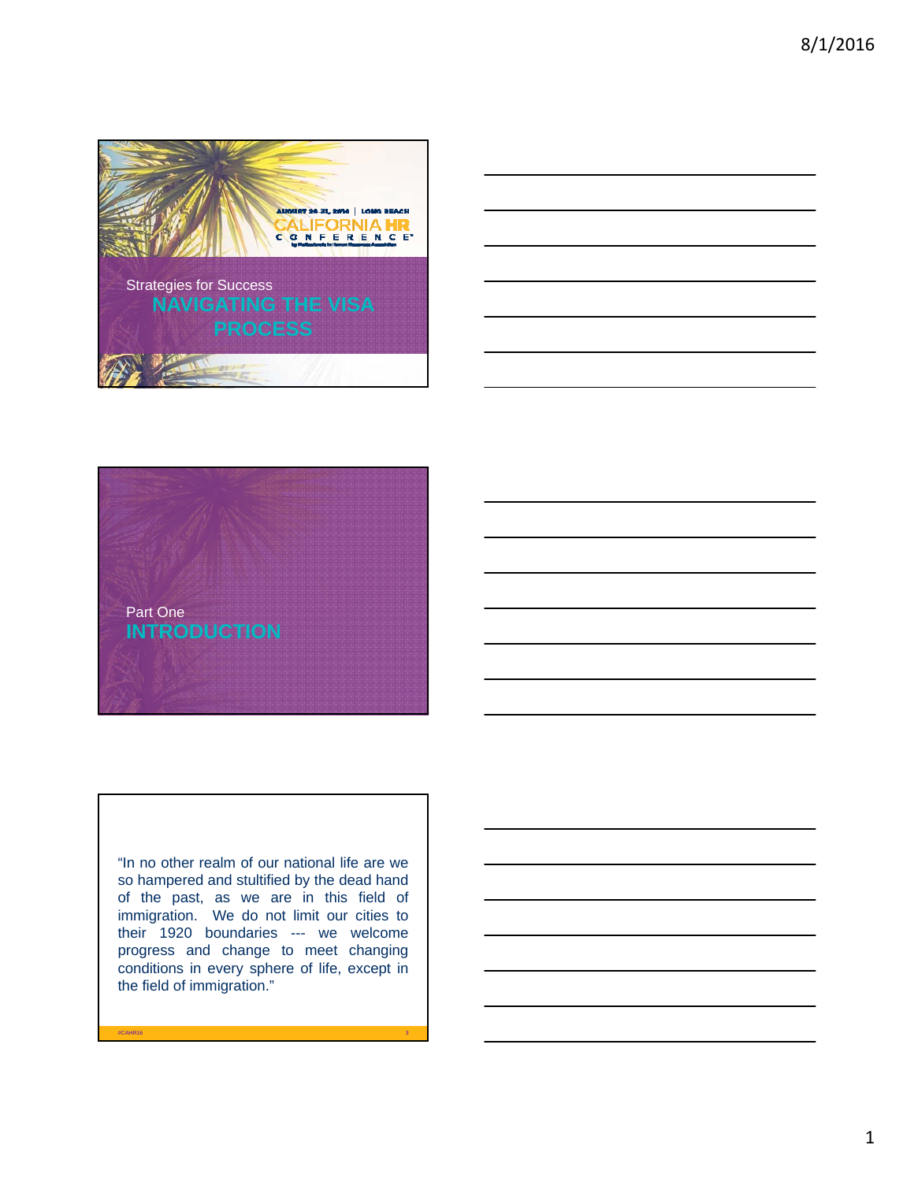AUGUST 29-31, 2016 | LONG BEACH

CALIFORNIA HR CONFERENCE

Strategies for Success

# NAVIGATING THE VISA PROCESS

Part One

# INTRODUCTION

"In no other realm of our national life are we so hampered and stultified by the dead hand of the past, as we are in this field of immigration. We do not limit our cities to their 1920 boundaries --- we welcome progress and change to meet changing conditions in every sphere of life, except in the field of immigration."

#CAHR16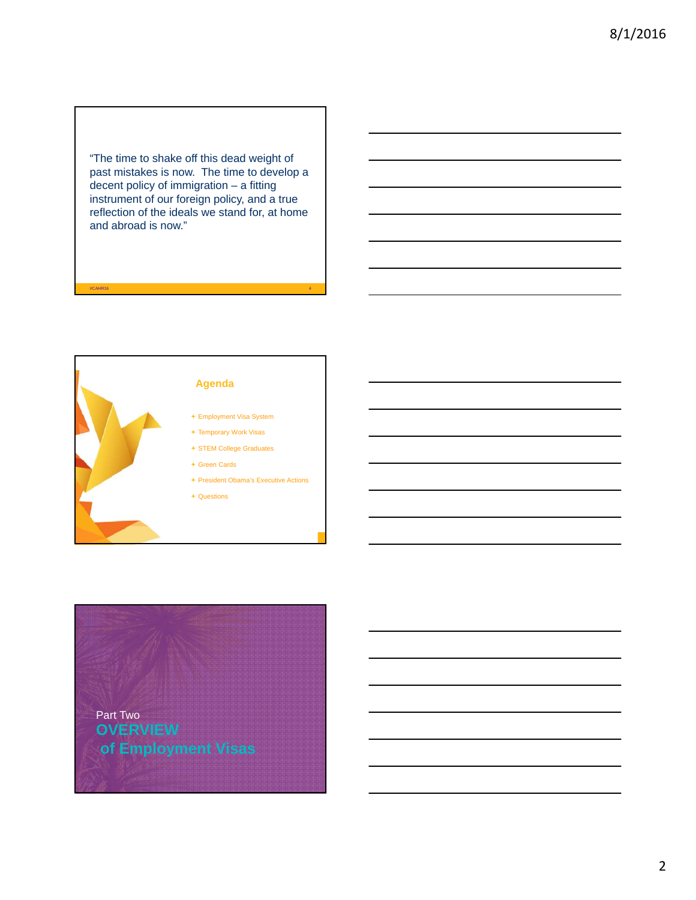"The time to shake off this dead weight of past mistakes is now. The time to develop a decent policy of immigration – a fitting instrument of our foreign policy, and a true reflection of the ideals we stand for, at home and abroad is now."

## Agenda

- Employment Visa System
- Temporary Work Visas
- STEM College Graduates
- Green Cards
- President Obama's Executive Actions
- Questions

Part Two

## OVERVIEW of Employment Visas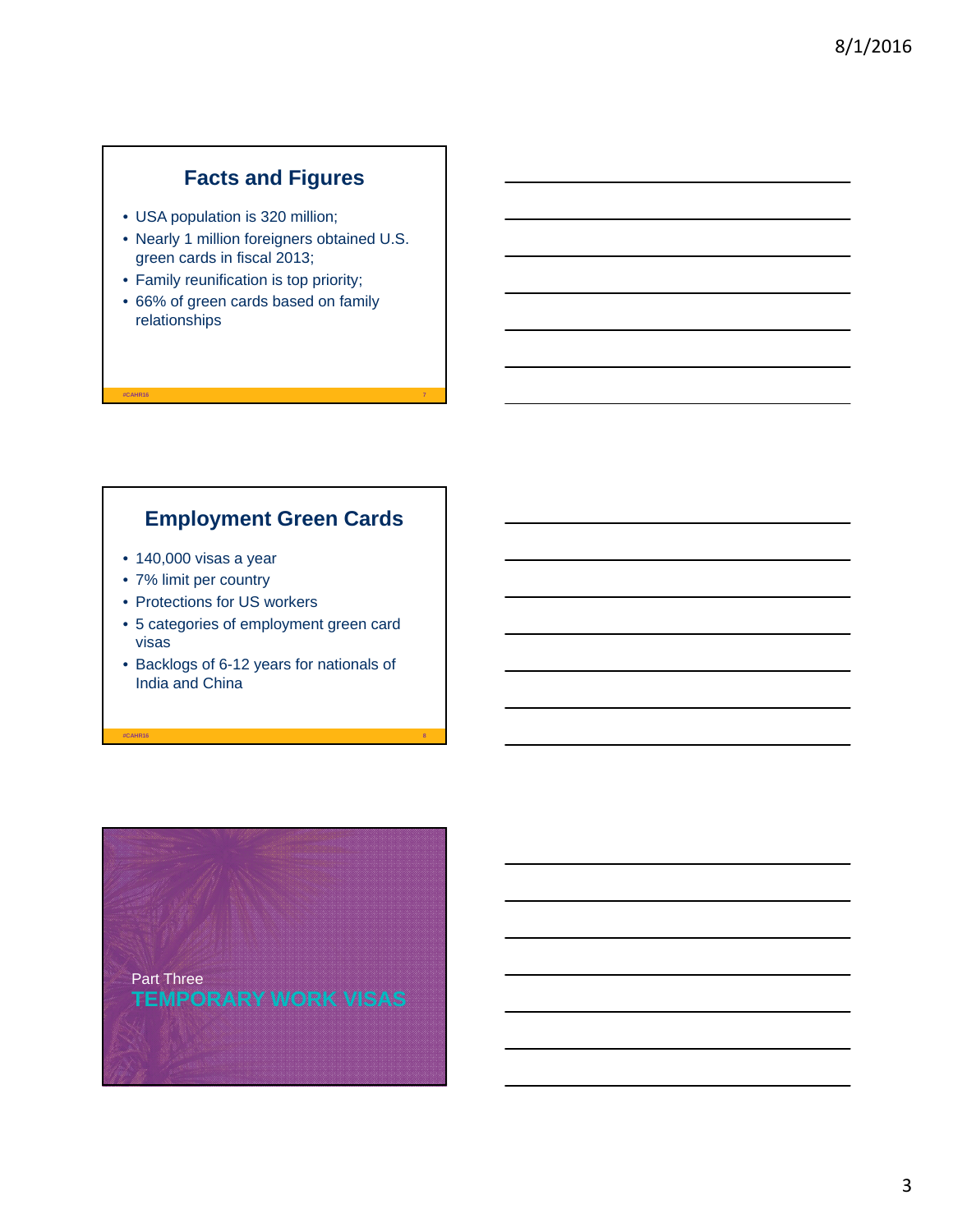## Facts and Figures

- USA population is 320 million;
- Nearly 1 million foreigners obtained U.S. green cards in fiscal 2013;
- Family reunification is top priority;
- 66% of green cards based on family relationships

## Employment Green Cards

- 140,000 visas a year
- 7% limit per country
- Protections for US workers
- 5 categories of employment green card visas
- Backlogs of 6-12 years for nationals of India and China

Part Three

## TEMPORARY WORK VISAS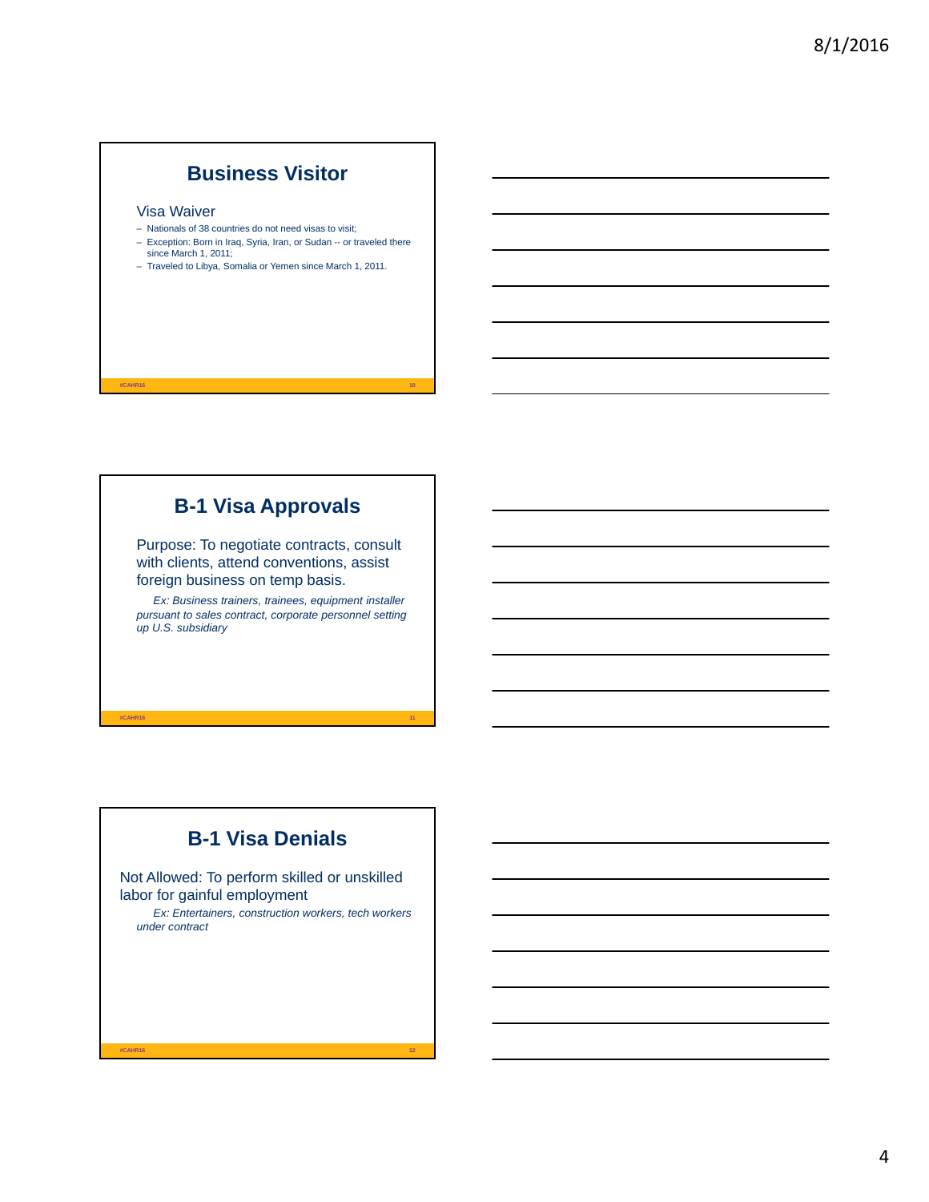## Business Visitor

Visa Waiver

- Nationals of 38 countries do not need visas to visit;
- Exception: Born in Iraq, Syria, Iran, or Sudan -- or traveled there since March 1, 2011;
- Traveled to Libya, Somalia or Yemen since March 1, 2011.

## B-1 Visa Approvals

Purpose: To negotiate contracts, consult with clients, attend conventions, assist foreign business on temp basis.

*Ex: Business trainers, trainees, equipment installer pursuant to sales contract, corporate personnel setting up U.S. subsidiary*

## B-1 Visa Denials

Not Allowed: To perform skilled or unskilled labor for gainful employment

*Ex: Entertainers, construction workers, tech workers under contract*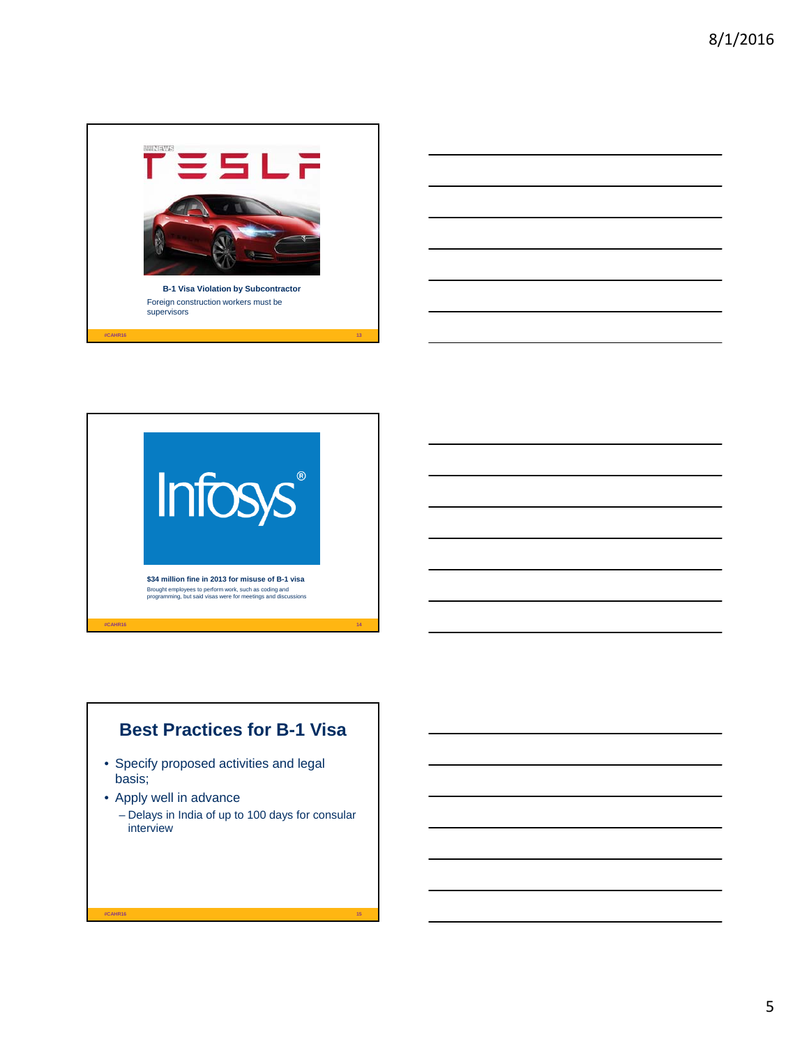B-1 Visa Violation by Subcontractor

Foreign construction workers must be supervisors

$34 million fine in 2013 for misuse of B-1 visa

Brought employees to perform work, such as coding and programming, but said visas were for meetings and discussions

## Best Practices for B-1 Visa

- Specify proposed activities and legal basis;
- Apply well in advance
  - Delays in India of up to 100 days for consular interview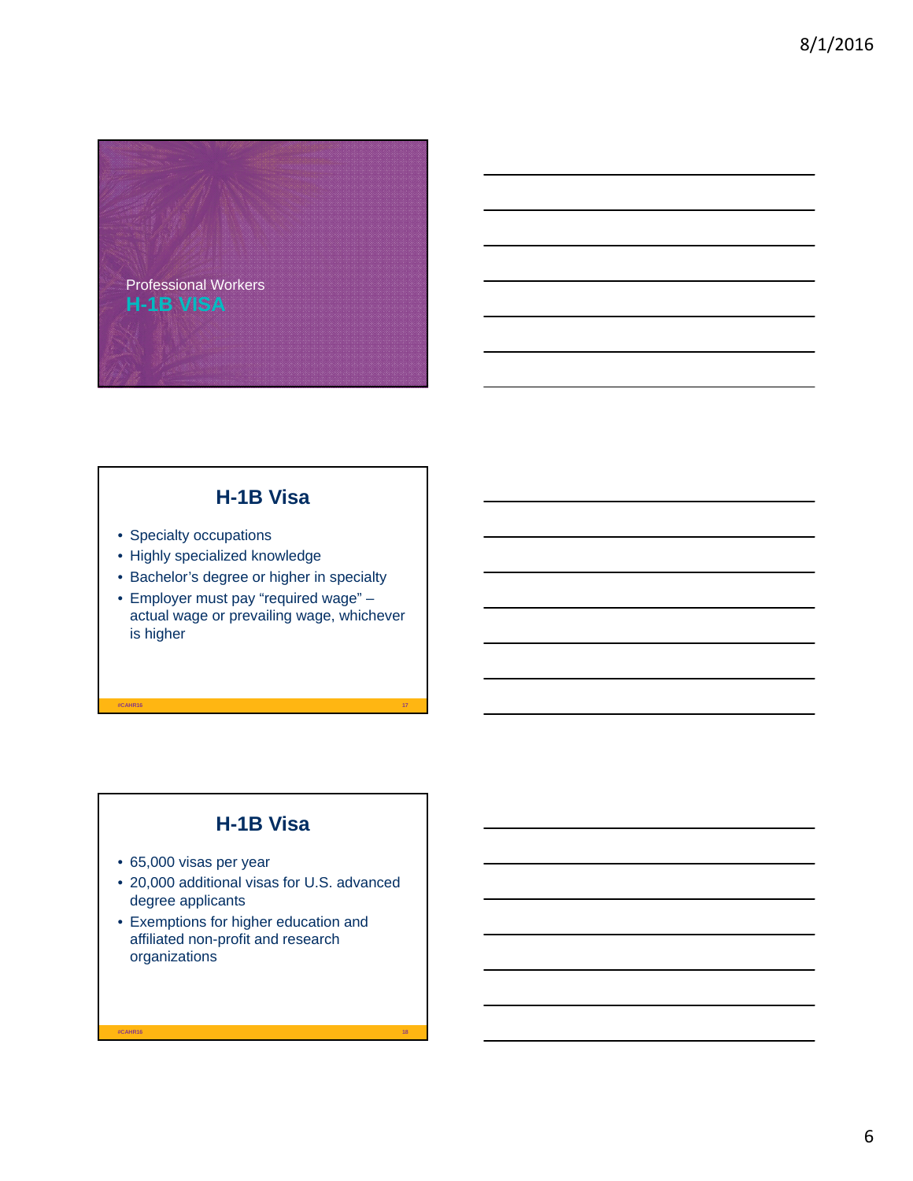Professional Workers

# H-1B VISA

## H-1B Visa

- Specialty occupations
- Highly specialized knowledge
- Bachelor's degree or higher in specialty
- Employer must pay "required wage" – actual wage or prevailing wage, whichever is higher

## H-1B Visa

- 65,000 visas per year
- 20,000 additional visas for U.S. advanced degree applicants
- Exemptions for higher education and affiliated non-profit and research organizations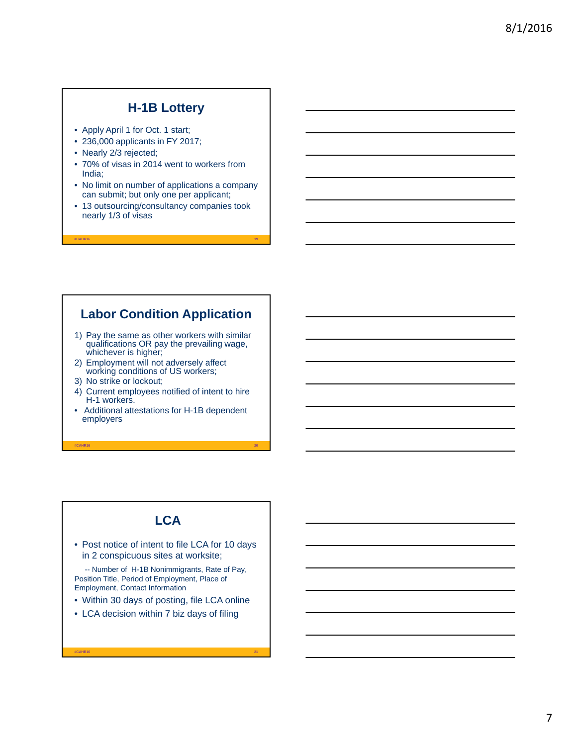## H-1B Lottery

- Apply April 1 for Oct. 1 start;
- 236,000 applicants in FY 2017;
- Nearly 2/3 rejected;
- 70% of visas in 2014 went to workers from India;
- No limit on number of applications a company can submit; but only one per applicant;
- 13 outsourcing/consultancy companies took nearly 1/3 of visas

## Labor Condition Application

1) Pay the same as other workers with similar qualifications OR pay the prevailing wage, whichever is higher;
2) Employment will not adversely affect working conditions of US workers;
3) No strike or lockout;
4) Current employees notified of intent to hire H-1 workers.

- Additional attestations for H-1B dependent employers

## LCA

- Post notice of intent to file LCA for 10 days in 2 conspicuous sites at worksite;

  -- Number of H-1B Nonimmigrants, Rate of Pay, Position Title, Period of Employment, Place of Employment, Contact Information

- Within 30 days of posting, file LCA online
- LCA decision within 7 biz days of filing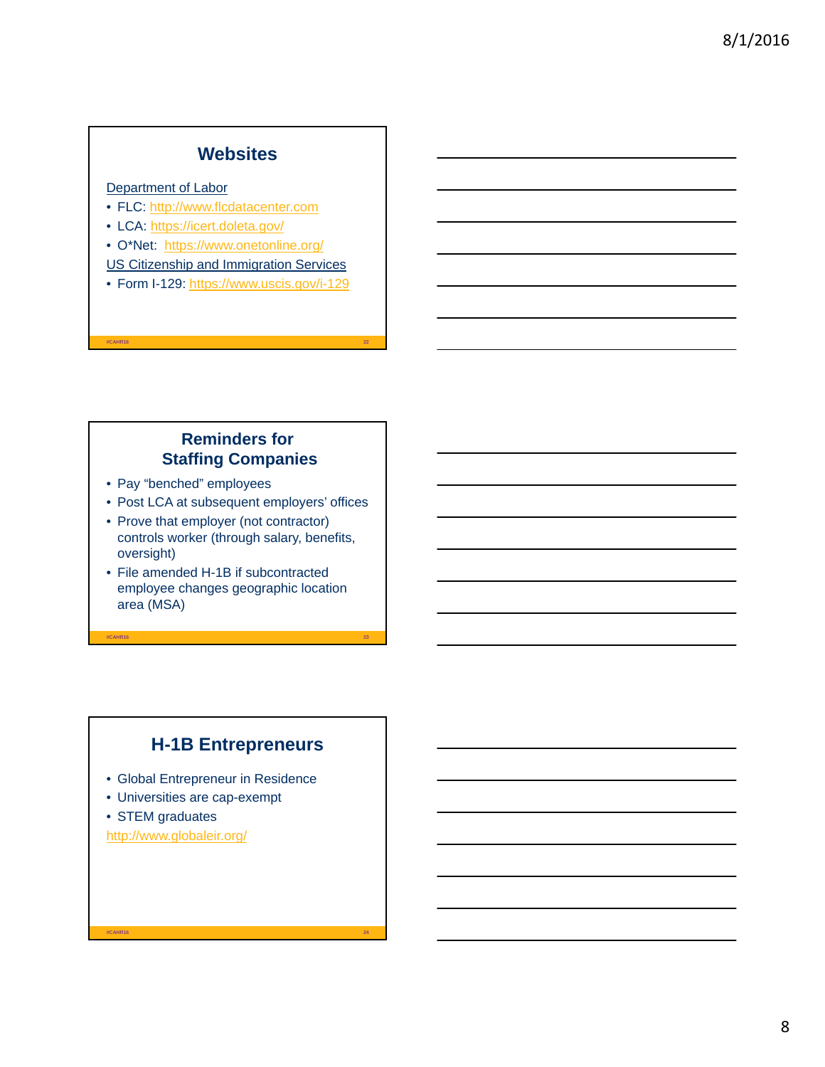## Websites

Department of Labor

- FLC: http://www.flcdatacenter.com
- LCA: https://icert.doleta.gov/
- O*Net: https://www.onetonline.org/

US Citizenship and Immigration Services

- Form I-129: https://www.uscis.gov/i-129

## Reminders for Staffing Companies

- Pay "benched" employees
- Post LCA at subsequent employers' offices
- Prove that employer (not contractor) controls worker (through salary, benefits, oversight)
- File amended H-1B if subcontracted employee changes geographic location area (MSA)

## H-1B Entrepreneurs

- Global Entrepreneur in Residence
- Universities are cap-exempt
- STEM graduates

http://www.globaleir.org/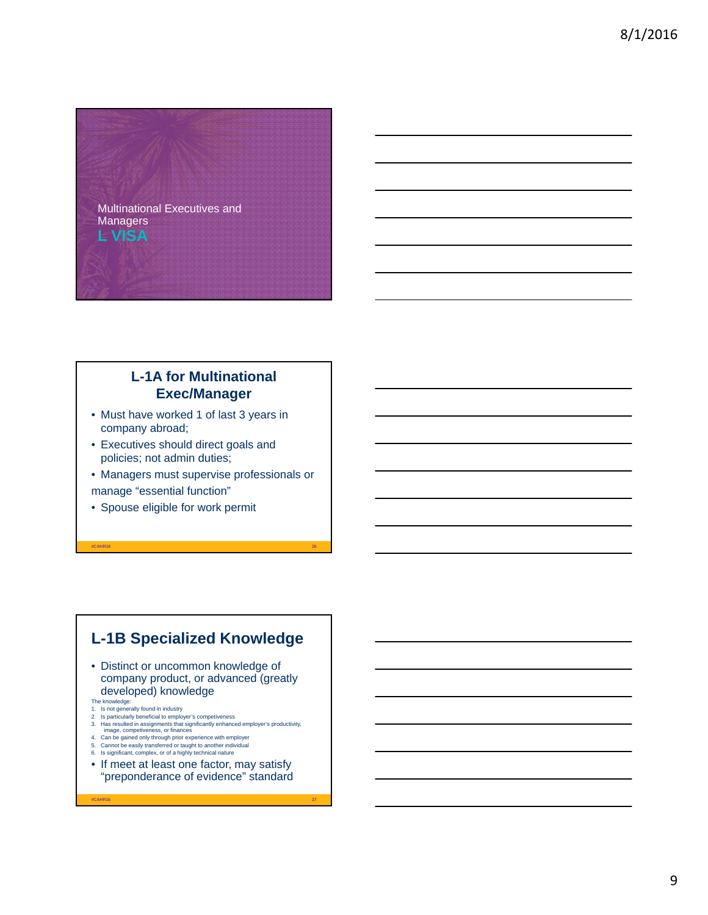Multinational Executives and Managers

## L VISA

## L-1A for Multinational Exec/Manager

- Must have worked 1 of last 3 years in company abroad;
- Executives should direct goals and policies; not admin duties;
- Managers must supervise professionals or manage "essential function"
- Spouse eligible for work permit

## L-1B Specialized Knowledge

- Distinct or uncommon knowledge of company product, or advanced (greatly developed) knowledge

The knowledge:

1. Is not generally found in industry
2. Is particularly beneficial to employer's competiveness
3. Has resulted in assignments that significantly enhanced employer's productivity, image, competiveness, or finances
4. Can be gained only through prior experience with employer
5. Cannot be easily transferred or taught to another individual
6. Is significant, complex, or of a highly technical nature

- If meet at least one factor, may satisfy "preponderance of evidence" standard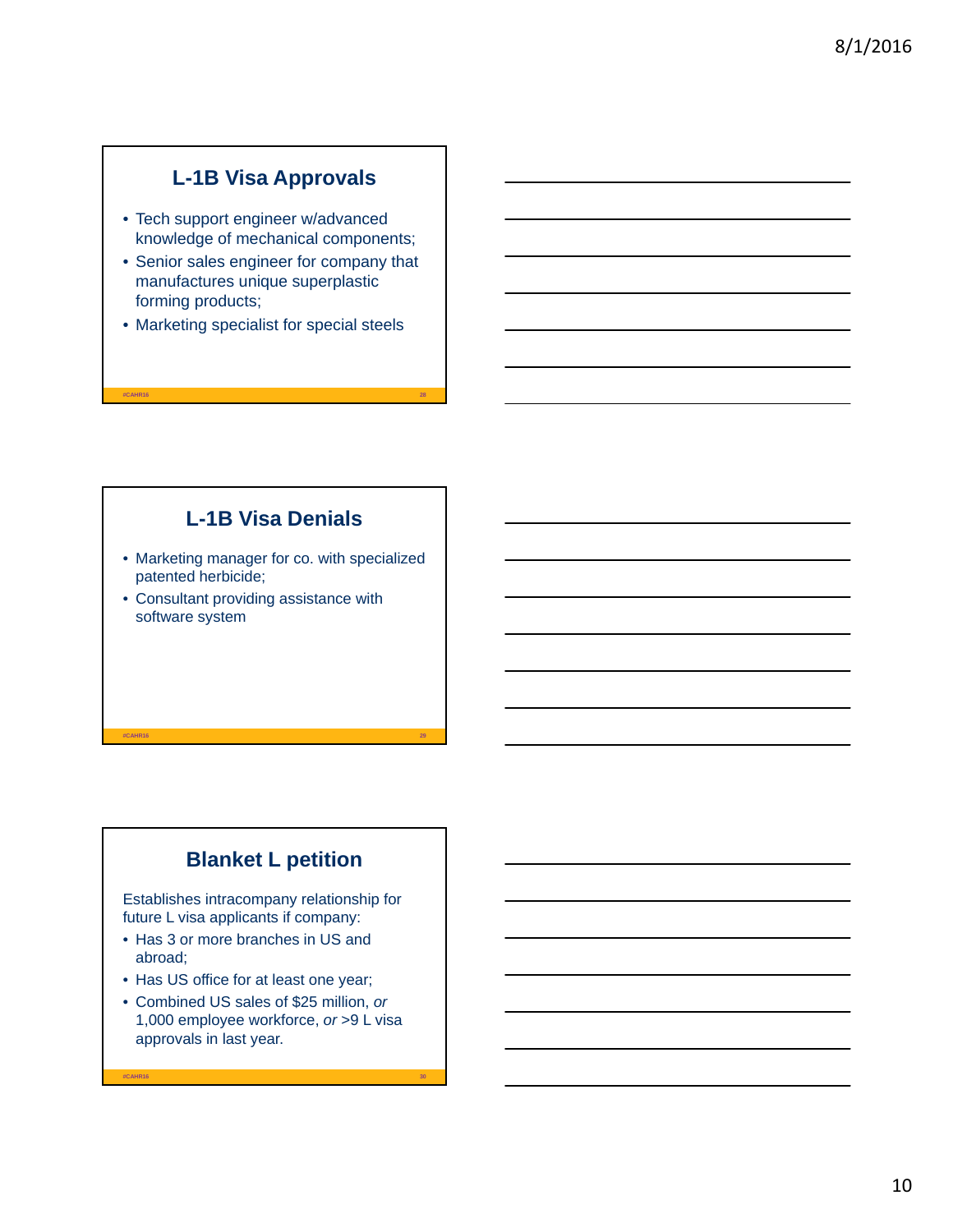## L-1B Visa Approvals

- Tech support engineer w/advanced knowledge of mechanical components;
- Senior sales engineer for company that manufactures unique superplastic forming products;
- Marketing specialist for special steels

## L-1B Visa Denials

- Marketing manager for co. with specialized patented herbicide;
- Consultant providing assistance with software system

## Blanket L petition

Establishes intracompany relationship for future L visa applicants if company:

- Has 3 or more branches in US and abroad;
- Has US office for at least one year;
- Combined US sales of $25 million, *or* 1,000 employee workforce, *or* >9 L visa approvals in last year.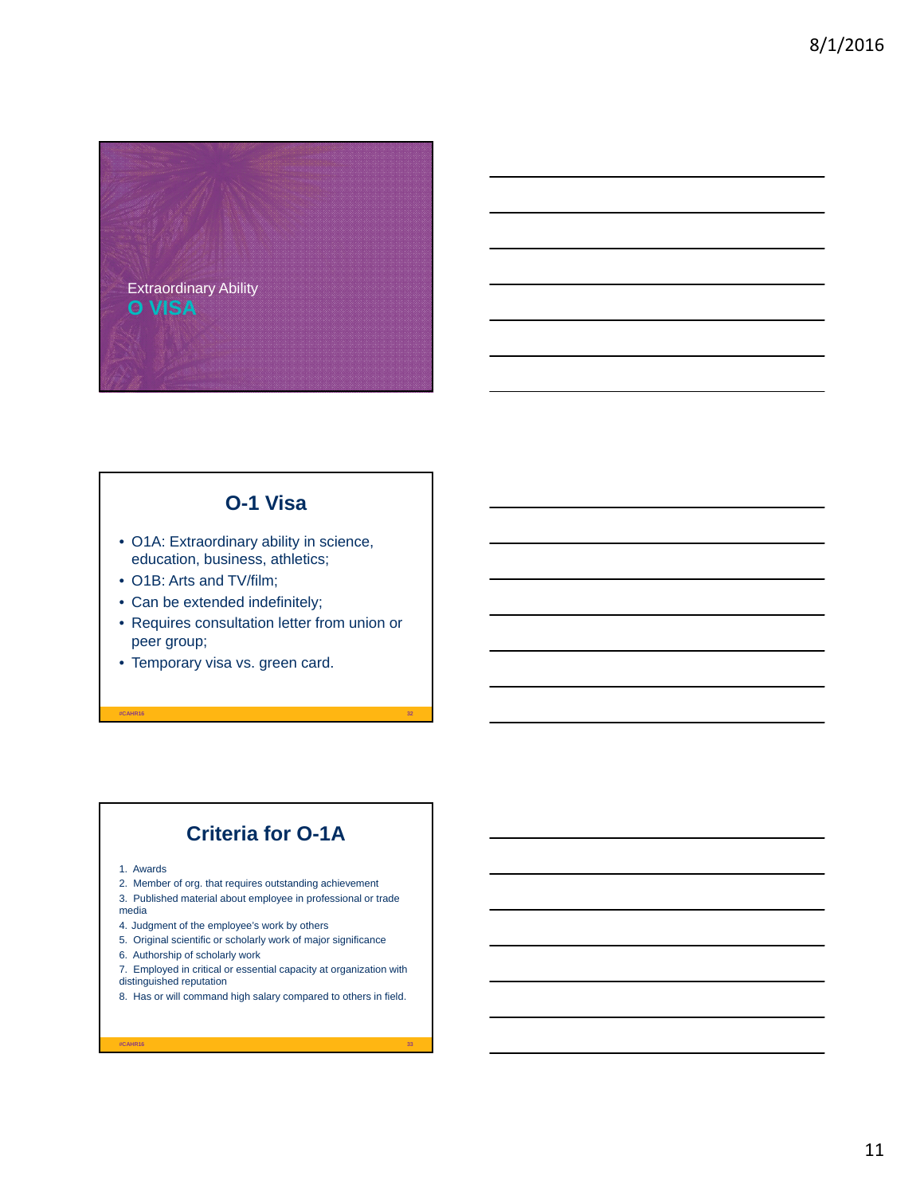Extraordinary Ability

## O VISA

## O-1 Visa

- O1A: Extraordinary ability in science, education, business, athletics;
- O1B: Arts and TV/film;
- Can be extended indefinitely;
- Requires consultation letter from union or peer group;
- Temporary visa vs. green card.

## Criteria for O-1A

1. Awards
2. Member of org. that requires outstanding achievement
3. Published material about employee in professional or trade media
4. Judgment of the employee's work by others
5. Original scientific or scholarly work of major significance
6. Authorship of scholarly work
7. Employed in critical or essential capacity at organization with distinguished reputation
8. Has or will command high salary compared to others in field.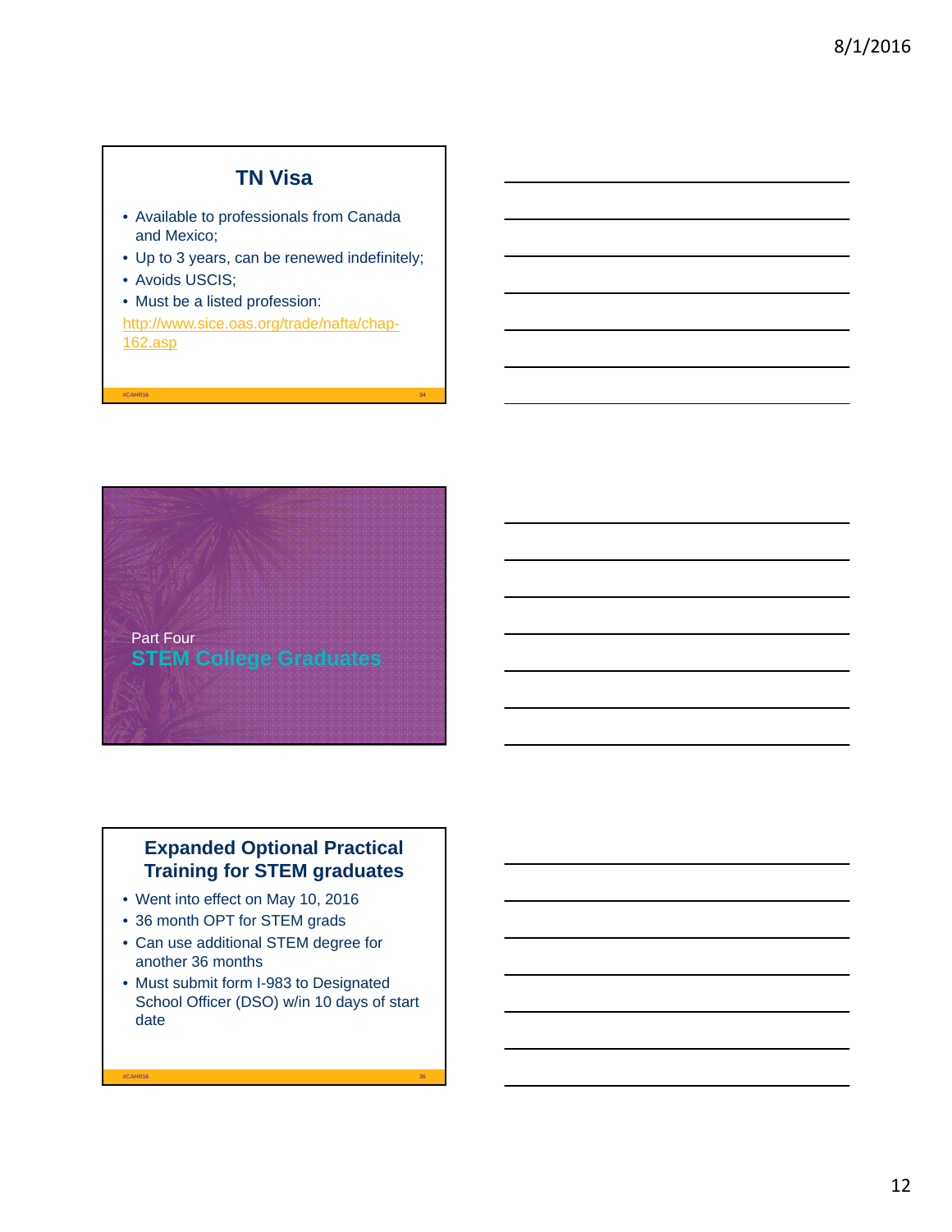## TN Visa

- Available to professionals from Canada and Mexico;
- Up to 3 years, can be renewed indefinitely;
- Avoids USCIS;
- Must be a listed profession:

http://www.sice.oas.org/trade/nafta/chap-162.asp

Part Four

## STEM College Graduates

## Expanded Optional Practical Training for STEM graduates

- Went into effect on May 10, 2016
- 36 month OPT for STEM grads
- Can use additional STEM degree for another 36 months
- Must submit form I-983 to Designated School Officer (DSO) w/in 10 days of start date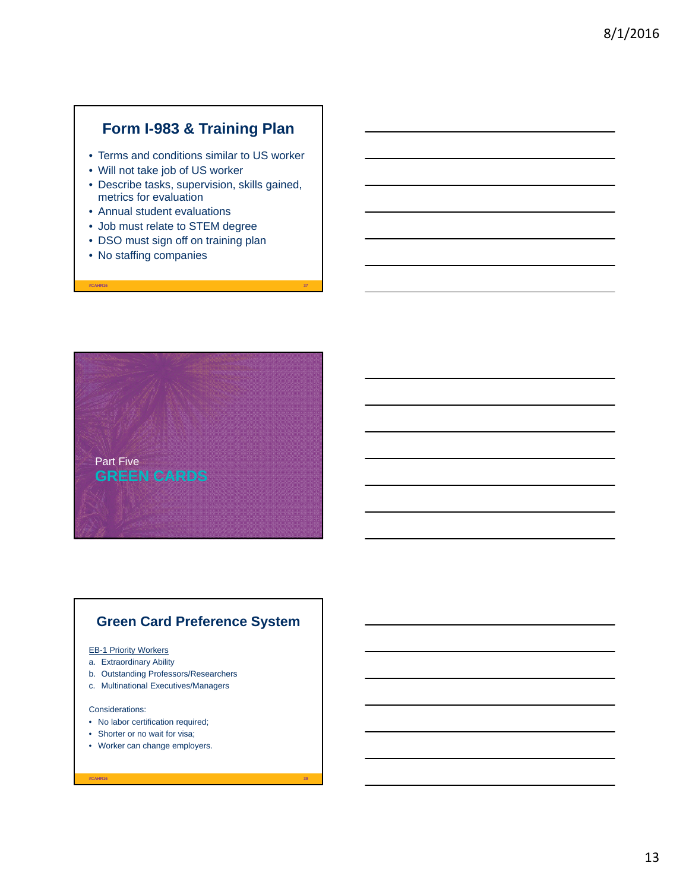## Form I-983 & Training Plan

- Terms and conditions similar to US worker
- Will not take job of US worker
- Describe tasks, supervision, skills gained, metrics for evaluation
- Annual student evaluations
- Job must relate to STEM degree
- DSO must sign off on training plan
- No staffing companies

Part Five

## GREEN CARDS

## Green Card Preference System

EB-1 Priority Workers

a. Extraordinary Ability
b. Outstanding Professors/Researchers
c. Multinational Executives/Managers

Considerations:

- No labor certification required;
- Shorter or no wait for visa;
- Worker can change employers.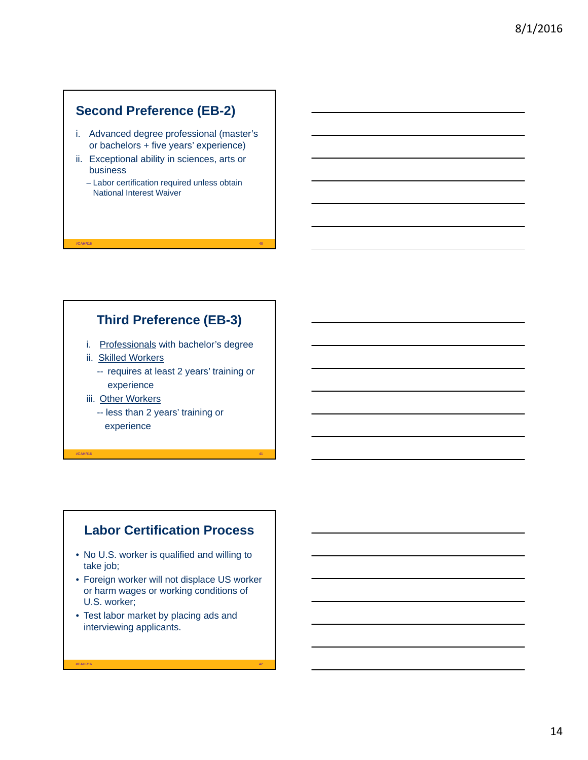## Second Preference (EB-2)

i. Advanced degree professional (master's or bachelors + five years' experience)

ii. Exceptional ability in sciences, arts or business

– Labor certification required unless obtain National Interest Waiver

## Third Preference (EB-3)

i. Professionals with bachelor's degree

ii. Skilled Workers

-- requires at least 2 years' training or experience

iii. Other Workers

-- less than 2 years' training or experience

## Labor Certification Process

- No U.S. worker is qualified and willing to take job;
- Foreign worker will not displace US worker or harm wages or working conditions of U.S. worker;
- Test labor market by placing ads and interviewing applicants.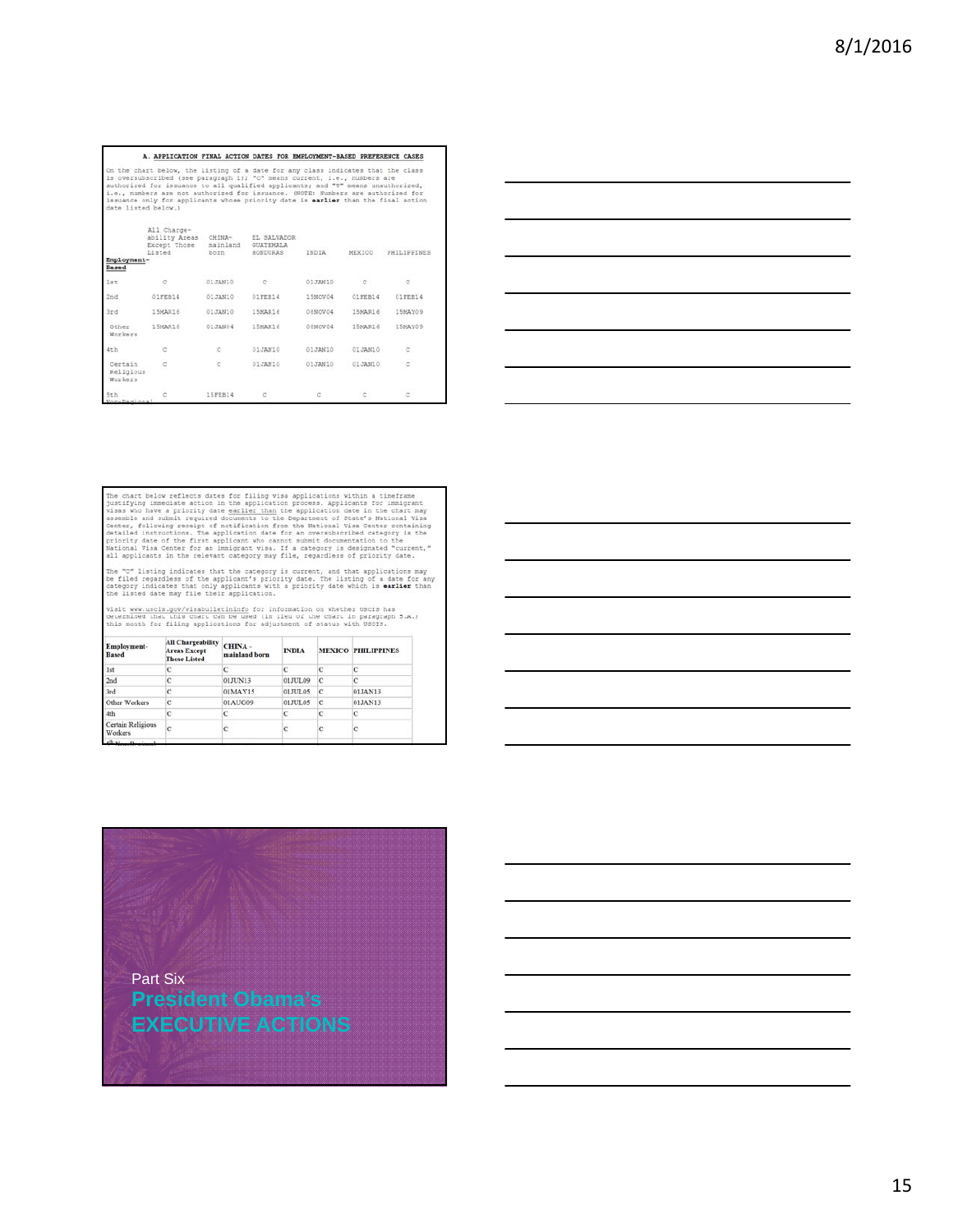### A. APPLICATION FINAL ACTION DATES FOR EMPLOYMENT-BASED PREFERENCE CASES

On the chart below, the listing of a date for any class indicates that the class is oversubscribed (see paragraph 1); "C" means current, i.e., numbers are authorized for issuance to all qualified applicants; and "U" means unauthorized, i.e., numbers are not authorized for issuance. (NOTE: Numbers are authorized for issuance only for applicants whose priority date is **earlier** than the final action date listed below.)

| Employment-Based | All Chargeability Areas Except Those Listed | CHINA-mainland born | EL SALVADOR GUATEMALA HONDURAS | INDIA | MEXICO | PHILIPPINES |
|---|---|---|---|---|---|---|
| 1st | C | 01JAN10 | C | 01JAN10 | C | C |
| 2nd | 01FEB14 | 01JAN10 | 01FEB14 | 15NOV04 | 01FEB14 | 01FEB14 |
| 3rd | 15MAR16 | 01JAN10 | 15MAR16 | 08NOV04 | 15MAR16 | 15MAY09 |
| Other Workers | 15MAR16 | 01JAN04 | 15MAR16 | 08NOV04 | 15MAR16 | 15MAY09 |
| 4th | C | C | 01JAN10 | 01JAN10 | 01JAN10 | C |
| Certain Religious Workers | C | C | 01JAN10 | 01JAN10 | 01JAN10 | C |
| 5th Non-Regional | C | 15FEB14 | C | C | C | C |

The chart below reflects dates for filing visa applications within a timeframe justifying immediate action in the application process. Applicants for immigrant visas who have a priority date earlier than the application date in the chart may assemble and submit required documents to the Department of State's National Visa Center, following receipt of notification from the National Visa Center containing detailed instructions. The application date for an oversubscribed category is the priority date of the first applicant who cannot submit documentation to the National Visa Center for an immigrant visa. If a category is designated "current," all applicants in the relevant category may file, regardless of priority date.

The "C" listing indicates that the category is current, and that applications may be filed regardless of the applicant's priority date. The listing of a date for any category indicates that only applicants with a priority date which is **earlier** than the listed date may file their application.

Visit www.uscis.gov/visabulletininfo for information on whether USCIS has determined that this chart can be used (in lieu of the chart in paragraph 5.A.) this month for filing applications for adjustment of status with USCIS.

| Employment-Based | All Chargeability Areas Except Those Listed | CHINA - mainland born | INDIA | MEXICO | PHILIPPINES |
|---|---|---|---|---|---|
| 1st | C | C | C | C | C |
| 2nd | C | 01JUN13 | 01JUL09 | C | C |
| 3rd | C | 01MAY15 | 01JUL05 | C | 01JAN13 |
| Other Workers | C | 01AUG09 | 01JUL05 | C | 01JAN13 |
| 4th | C | C | C | C | C |
| Certain Religious Workers | C | C | C | C | C |

Part Six

# President Obama's EXECUTIVE ACTIONS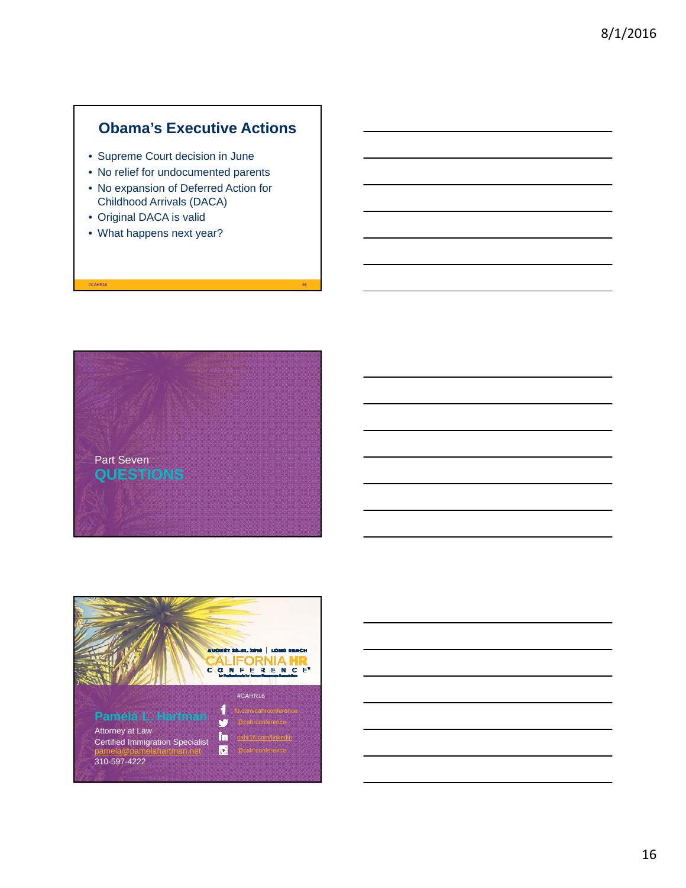## Obama's Executive Actions

- Supreme Court decision in June
- No relief for undocumented parents
- No expansion of Deferred Action for Childhood Arrivals (DACA)
- Original DACA is valid
- What happens next year?

Part Seven

## QUESTIONS

AUGUST 29-31, 2016 | LONG BEACH

CALIFORNIA HR CONFERENCE

#CAHR16

**Pamela L. Hartman**

Attorney at Law

Certified Immigration Specialist

pamela@pamelahartman.net

310-597-4222

fb.com/cahrconference

@cahrconference

cahr16.com/linkedin

@cahrconference